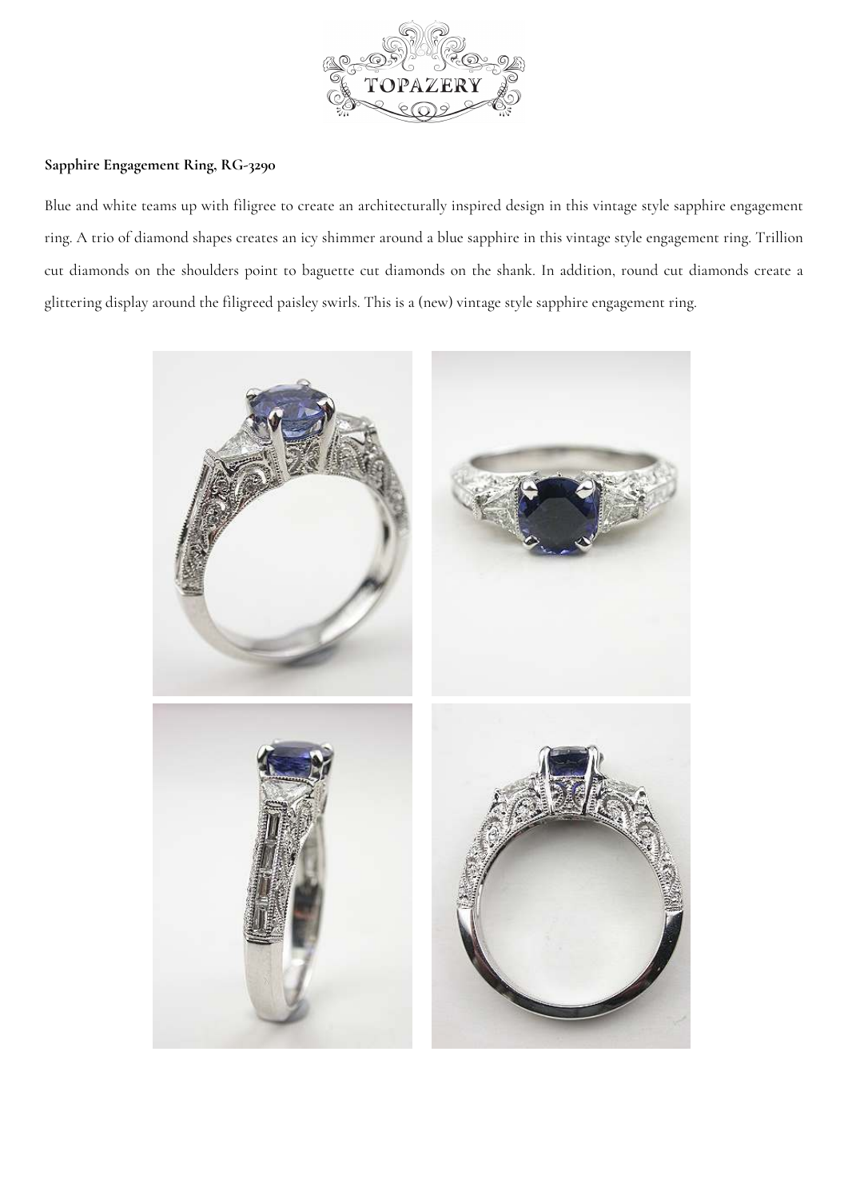**Sapphire Engagement Ring, RG-3290**

Blue and white teams up with filigree to create an architecturally inspired design in this vintage style sapphire engagement ring. A trio of diamond shapes creates an icy shimmer around a blue sapphire in this vintage style engagement ring. Trillion cut diamonds on the shoulders point to baguette cut diamonds on the shank. In addition, round cut diamonds create a glittering display around the filigreed paisley swirls. This is a (new) vintage style sapphire engagement ring.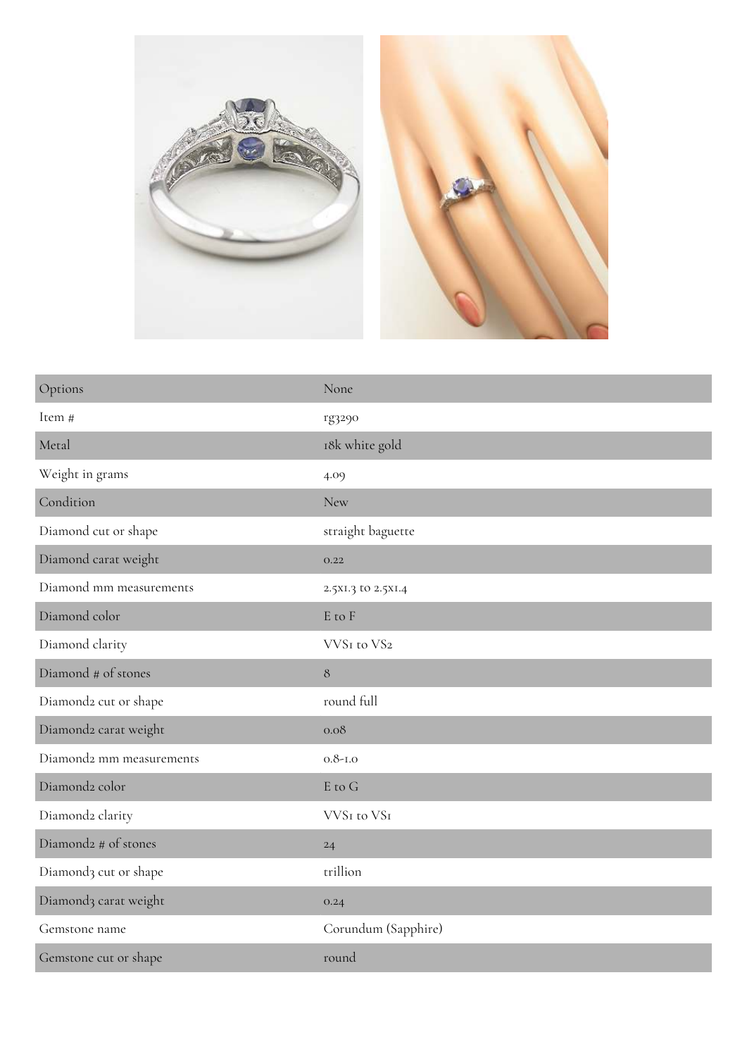| Options | None |
|---|---|
| Item # | rg3290 |
| Metal | 18k white gold |
| Weight in grams | 4.09 |
| Condition | New |
| Diamond cut or shape | straight baguette |
| Diamond carat weight | 0.22 |
| Diamond mm measurements | 2.5x1.3 to 2.5x1.4 |
| Diamond color | E to F |
| Diamond clarity | VVS1 to VS2 |
| Diamond # of stones | 8 |
| Diamond2 cut or shape | round full |
| Diamond2 carat weight | 0.08 |
| Diamond2 mm measurements | 0.8-1.0 |
| Diamond2 color | E to G |
| Diamond2 clarity | VVS1 to VS1 |
| Diamond2 # of stones | 24 |
| Diamond3 cut or shape | trillion |
| Diamond3 carat weight | 0.24 |
| Gemstone name | Corundum (Sapphire) |
| Gemstone cut or shape | round |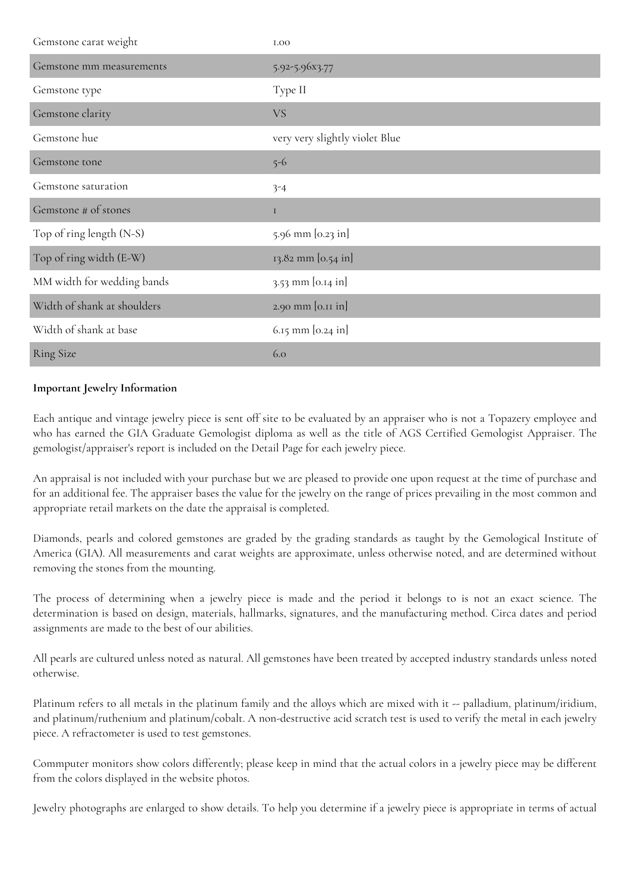| | |
|---|---|
| Gemstone carat weight | 1.00 |
| Gemstone mm measurements | 5.92-5.96x3.77 |
| Gemstone type | Type II |
| Gemstone clarity | VS |
| Gemstone hue | very very slightly violet Blue |
| Gemstone tone | 5-6 |
| Gemstone saturation | 3-4 |
| Gemstone # of stones | 1 |
| Top of ring length (N-S) | 5.96 mm [0.23 in] |
| Top of ring width (E-W) | 13.82 mm [0.54 in] |
| MM width for wedding bands | 3.53 mm [0.14 in] |
| Width of shank at shoulders | 2.90 mm [0.11 in] |
| Width of shank at base | 6.15 mm [0.24 in] |
| Ring Size | 6.0 |

**Important Jewelry Information**

Each antique and vintage jewelry piece is sent off site to be evaluated by an appraiser who is not a Topazery employee and who has earned the GIA Graduate Gemologist diploma as well as the title of AGS Certified Gemologist Appraiser. The gemologist/appraiser's report is included on the Detail Page for each jewelry piece.

An appraisal is not included with your purchase but we are pleased to provide one upon request at the time of purchase and for an additional fee. The appraiser bases the value for the jewelry on the range of prices prevailing in the most common and appropriate retail markets on the date the appraisal is completed.

Diamonds, pearls and colored gemstones are graded by the grading standards as taught by the Gemological Institute of America (GIA). All measurements and carat weights are approximate, unless otherwise noted, and are determined without removing the stones from the mounting.

The process of determining when a jewelry piece is made and the period it belongs to is not an exact science. The determination is based on design, materials, hallmarks, signatures, and the manufacturing method. Circa dates and period assignments are made to the best of our abilities.

All pearls are cultured unless noted as natural. All gemstones have been treated by accepted industry standards unless noted otherwise.

Platinum refers to all metals in the platinum family and the alloys which are mixed with it -- palladium, platinum/iridium, and platinum/ruthenium and platinum/cobalt. A non-destructive acid scratch test is used to verify the metal in each jewelry piece. A refractometer is used to test gemstones.

Commputer monitors show colors differently; please keep in mind that the actual colors in a jewelry piece may be different from the colors displayed in the website photos.

Jewelry photographs are enlarged to show details. To help you determine if a jewelry piece is appropriate in terms of actual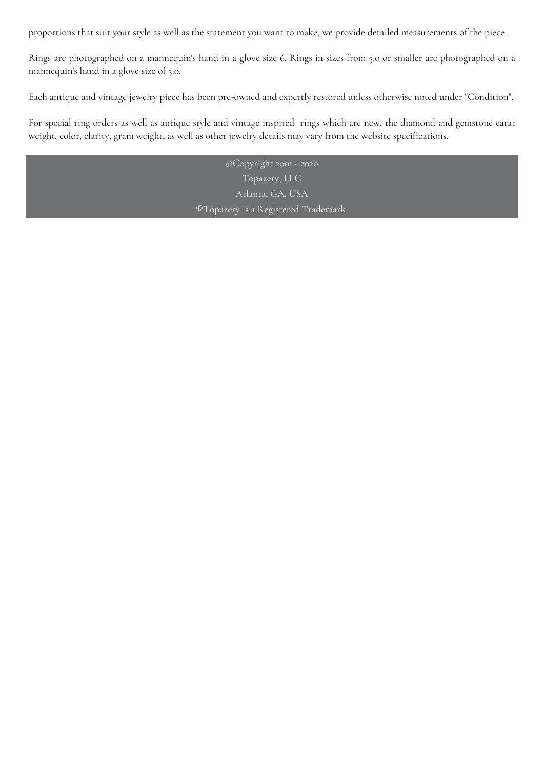proportions that suit your style as well as the statement you want to make, we provide detailed measurements of the piece.

Rings are photographed on a mannequin's hand in a glove size 6. Rings in sizes from 5.0 or smaller are photographed on a mannequin's hand in a glove size of 5.0.

Each antique and vintage jewelry piece has been pre-owned and expertly restored unless otherwise noted under "Condition".

For special ring orders as well as antique style and vintage inspired  rings which are new, the diamond and gemstone carat weight, color, clarity, gram weight, as well as other jewelry details may vary from the website specifications.

©Copyright 2001 - 2020
Topazery, LLC
Atlanta, GA, USA
®Topazery is a Registered Trademark